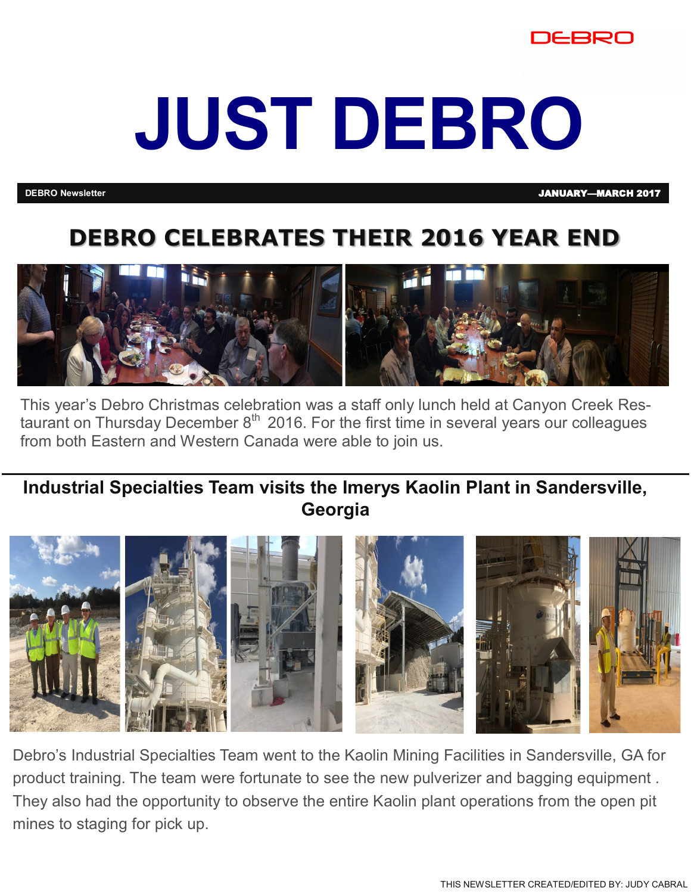DEBRO

# JUST DEBRO

**DEBRO Newsletter** **JANUARY—MARCH 2017**

## DEBRO CELEBRATES THEIR 2016 YEAR END

This year's Debro Christmas celebration was a staff only lunch held at Canyon Creek Restaurant on Thursday December 8th 2016. For the first time in several years our colleagues from both Eastern and Western Canada were able to join us.

## Industrial Specialties Team visits the Imerys Kaolin Plant in Sandersville, Georgia

Debro's Industrial Specialties Team went to the Kaolin Mining Facilities in Sandersville, GA for product training. The team were fortunate to see the new pulverizer and bagging equipment . They also had the opportunity to observe the entire Kaolin plant operations from the open pit mines to staging for pick up.

THIS NEWSLETTER CREATED/EDITED BY: JUDY CABRAL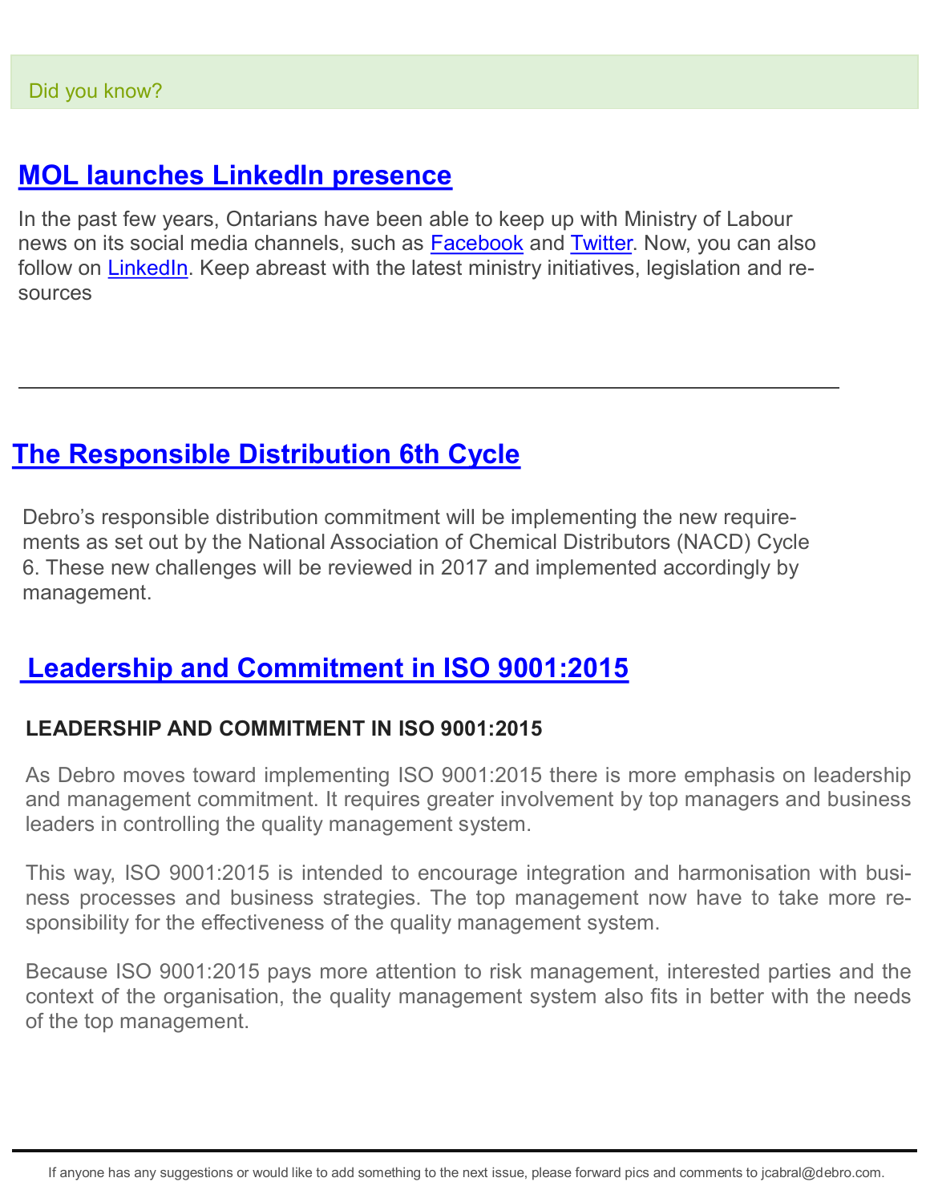Did you know?

## [MOL launches LinkedIn presence]

In the past few years, Ontarians have been able to keep up with Ministry of Labour news on its social media channels, such as [Facebook] and [Twitter]. Now, you can also follow on [LinkedIn]. Keep abreast with the latest ministry initiatives, legislation and resources

---

## [The Responsible Distribution 6th Cycle]

Debro's responsible distribution commitment will be implementing the new requirements as set out by the National Association of Chemical Distributors (NACD) Cycle 6. These new challenges will be reviewed in 2017 and implemented accordingly by management.

## [Leadership and Commitment in ISO 9001:2015]

**LEADERSHIP AND COMMITMENT IN ISO 9001:2015**

As Debro moves toward implementing ISO 9001:2015 there is more emphasis on leadership and management commitment. It requires greater involvement by top managers and business leaders in controlling the quality management system.

This way, ISO 9001:2015 is intended to encourage integration and harmonisation with business processes and business strategies. The top management now have to take more responsibility for the effectiveness of the quality management system.

Because ISO 9001:2015 pays more attention to risk management, interested parties and the context of the organisation, the quality management system also fits in better with the needs of the top management.

---

If anyone has any suggestions or would like to add something to the next issue, please forward pics and comments to jcabral@debro.com.